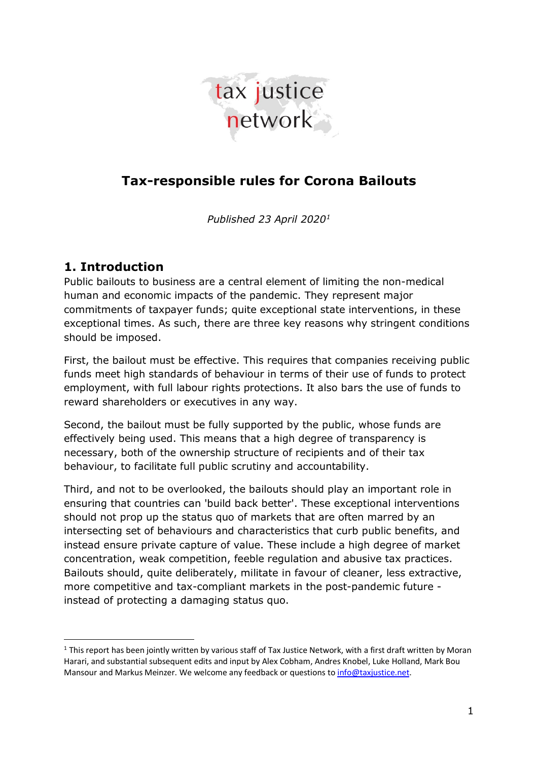tax justice network

# Tax-responsible rules for Corona Bailouts

*Published 23 April 2020*[1]

## 1. Introduction

Public bailouts to business are a central element of limiting the non-medical human and economic impacts of the pandemic. They represent major commitments of taxpayer funds; quite exceptional state interventions, in these exceptional times. As such, there are three key reasons why stringent conditions should be imposed.

First, the bailout must be effective. This requires that companies receiving public funds meet high standards of behaviour in terms of their use of funds to protect employment, with full labour rights protections. It also bars the use of funds to reward shareholders or executives in any way.

Second, the bailout must be fully supported by the public, whose funds are effectively being used. This means that a high degree of transparency is necessary, both of the ownership structure of recipients and of their tax behaviour, to facilitate full public scrutiny and accountability.

Third, and not to be overlooked, the bailouts should play an important role in ensuring that countries can 'build back better'. These exceptional interventions should not prop up the status quo of markets that are often marred by an intersecting set of behaviours and characteristics that curb public benefits, and instead ensure private capture of value. These include a high degree of market concentration, weak competition, feeble regulation and abusive tax practices. Bailouts should, quite deliberately, militate in favour of cleaner, less extractive, more competitive and tax-compliant markets in the post-pandemic future - instead of protecting a damaging status quo.

[1] This report has been jointly written by various staff of Tax Justice Network, with a first draft written by Moran Harari, and substantial subsequent edits and input by Alex Cobham, Andres Knobel, Luke Holland, Mark Bou Mansour and Markus Meinzer. We welcome any feedback or questions to info@taxjustice.net.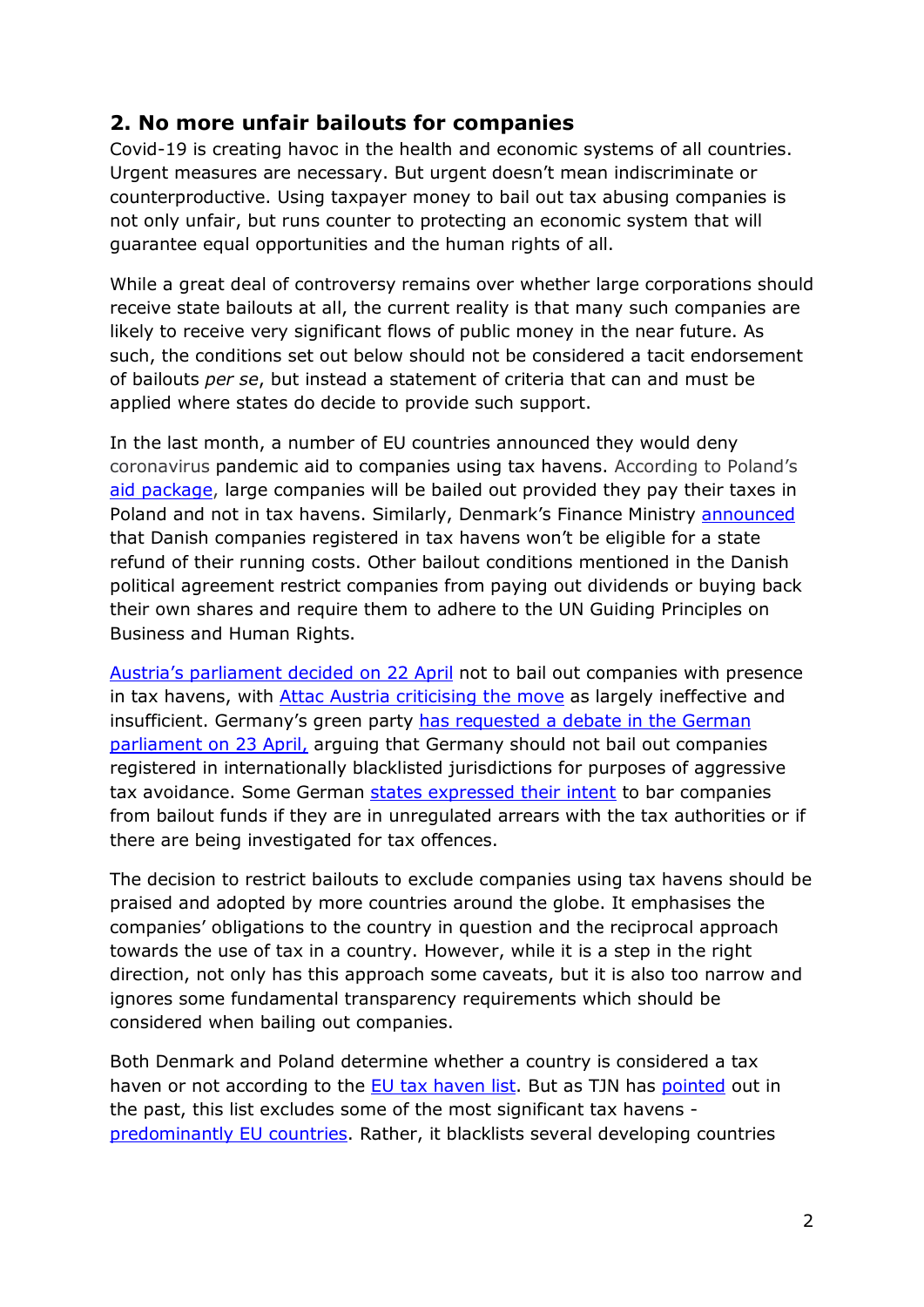## 2. No more unfair bailouts for companies

Covid-19 is creating havoc in the health and economic systems of all countries. Urgent measures are necessary. But urgent doesn't mean indiscriminate or counterproductive. Using taxpayer money to bail out tax abusing companies is not only unfair, but runs counter to protecting an economic system that will guarantee equal opportunities and the human rights of all.

While a great deal of controversy remains over whether large corporations should receive state bailouts at all, the current reality is that many such companies are likely to receive very significant flows of public money in the near future. As such, the conditions set out below should not be considered a tacit endorsement of bailouts *per se*, but instead a statement of criteria that can and must be applied where states do decide to provide such support.

In the last month, a number of EU countries announced they would deny coronavirus pandemic aid to companies using tax havens. According to Poland's aid package, large companies will be bailed out provided they pay their taxes in Poland and not in tax havens. Similarly, Denmark's Finance Ministry announced that Danish companies registered in tax havens won't be eligible for a state refund of their running costs. Other bailout conditions mentioned in the Danish political agreement restrict companies from paying out dividends or buying back their own shares and require them to adhere to the UN Guiding Principles on Business and Human Rights.

Austria's parliament decided on 22 April not to bail out companies with presence in tax havens, with Attac Austria criticising the move as largely ineffective and insufficient. Germany's green party has requested a debate in the German parliament on 23 April, arguing that Germany should not bail out companies registered in internationally blacklisted jurisdictions for purposes of aggressive tax avoidance. Some German states expressed their intent to bar companies from bailout funds if they are in unregulated arrears with the tax authorities or if there are being investigated for tax offences.

The decision to restrict bailouts to exclude companies using tax havens should be praised and adopted by more countries around the globe. It emphasises the companies' obligations to the country in question and the reciprocal approach towards the use of tax in a country. However, while it is a step in the right direction, not only has this approach some caveats, but it is also too narrow and ignores some fundamental transparency requirements which should be considered when bailing out companies.

Both Denmark and Poland determine whether a country is considered a tax haven or not according to the EU tax haven list. But as TJN has pointed out in the past, this list excludes some of the most significant tax havens - predominantly EU countries. Rather, it blacklists several developing countries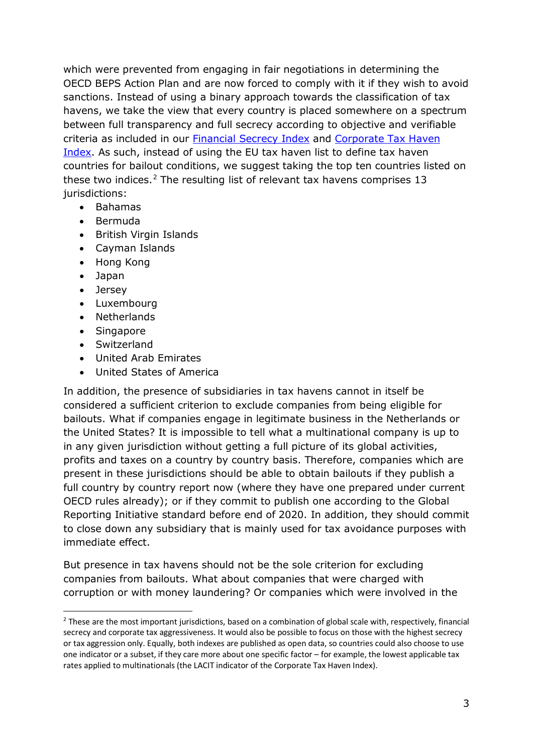which were prevented from engaging in fair negotiations in determining the OECD BEPS Action Plan and are now forced to comply with it if they wish to avoid sanctions. Instead of using a binary approach towards the classification of tax havens, we take the view that every country is placed somewhere on a spectrum between full transparency and full secrecy according to objective and verifiable criteria as included in our [Financial Secrecy Index] and [Corporate Tax Haven Index]. As such, instead of using the EU tax haven list to define tax haven countries for bailout conditions, we suggest taking the top ten countries listed on these two indices.[2] The resulting list of relevant tax havens comprises 13 jurisdictions:

- Bahamas
- Bermuda
- British Virgin Islands
- Cayman Islands
- Hong Kong
- Japan
- Jersey
- Luxembourg
- Netherlands
- Singapore
- Switzerland
- United Arab Emirates
- United States of America

In addition, the presence of subsidiaries in tax havens cannot in itself be considered a sufficient criterion to exclude companies from being eligible for bailouts. What if companies engage in legitimate business in the Netherlands or the United States? It is impossible to tell what a multinational company is up to in any given jurisdiction without getting a full picture of its global activities, profits and taxes on a country by country basis. Therefore, companies which are present in these jurisdictions should be able to obtain bailouts if they publish a full country by country report now (where they have one prepared under current OECD rules already); or if they commit to publish one according to the Global Reporting Initiative standard before end of 2020. In addition, they should commit to close down any subsidiary that is mainly used for tax avoidance purposes with immediate effect.

But presence in tax havens should not be the sole criterion for excluding companies from bailouts. What about companies that were charged with corruption or with money laundering? Or companies which were involved in the

[2] These are the most important jurisdictions, based on a combination of global scale with, respectively, financial secrecy and corporate tax aggressiveness. It would also be possible to focus on those with the highest secrecy or tax aggression only. Equally, both indexes are published as open data, so countries could also choose to use one indicator or a subset, if they care more about one specific factor – for example, the lowest applicable tax rates applied to multinationals (the LACIT indicator of the Corporate Tax Haven Index).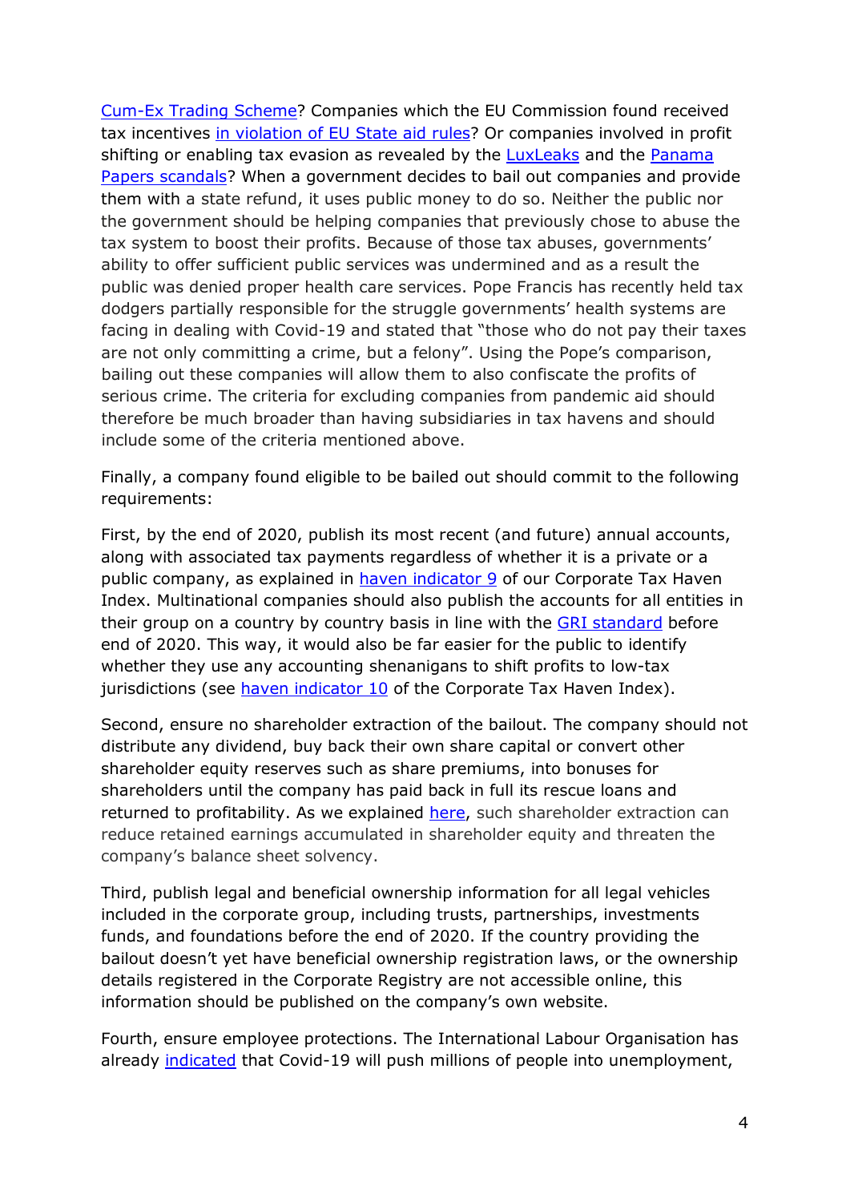Cum-Ex Trading Scheme? Companies which the EU Commission found received tax incentives in violation of EU State aid rules? Or companies involved in profit shifting or enabling tax evasion as revealed by the LuxLeaks and the Panama Papers scandals? When a government decides to bail out companies and provide them with a state refund, it uses public money to do so. Neither the public nor the government should be helping companies that previously chose to abuse the tax system to boost their profits. Because of those tax abuses, governments' ability to offer sufficient public services was undermined and as a result the public was denied proper health care services. Pope Francis has recently held tax dodgers partially responsible for the struggle governments' health systems are facing in dealing with Covid-19 and stated that "those who do not pay their taxes are not only committing a crime, but a felony". Using the Pope's comparison, bailing out these companies will allow them to also confiscate the profits of serious crime. The criteria for excluding companies from pandemic aid should therefore be much broader than having subsidiaries in tax havens and should include some of the criteria mentioned above.

Finally, a company found eligible to be bailed out should commit to the following requirements:

First, by the end of 2020, publish its most recent (and future) annual accounts, along with associated tax payments regardless of whether it is a private or a public company, as explained in haven indicator 9 of our Corporate Tax Haven Index. Multinational companies should also publish the accounts for all entities in their group on a country by country basis in line with the GRI standard before end of 2020. This way, it would also be far easier for the public to identify whether they use any accounting shenanigans to shift profits to low-tax jurisdictions (see haven indicator 10 of the Corporate Tax Haven Index).

Second, ensure no shareholder extraction of the bailout. The company should not distribute any dividend, buy back their own share capital or convert other shareholder equity reserves such as share premiums, into bonuses for shareholders until the company has paid back in full its rescue loans and returned to profitability. As we explained here, such shareholder extraction can reduce retained earnings accumulated in shareholder equity and threaten the company's balance sheet solvency.

Third, publish legal and beneficial ownership information for all legal vehicles included in the corporate group, including trusts, partnerships, investments funds, and foundations before the end of 2020. If the country providing the bailout doesn't yet have beneficial ownership registration laws, or the ownership details registered in the Corporate Registry are not accessible online, this information should be published on the company's own website.

Fourth, ensure employee protections. The International Labour Organisation has already indicated that Covid-19 will push millions of people into unemployment,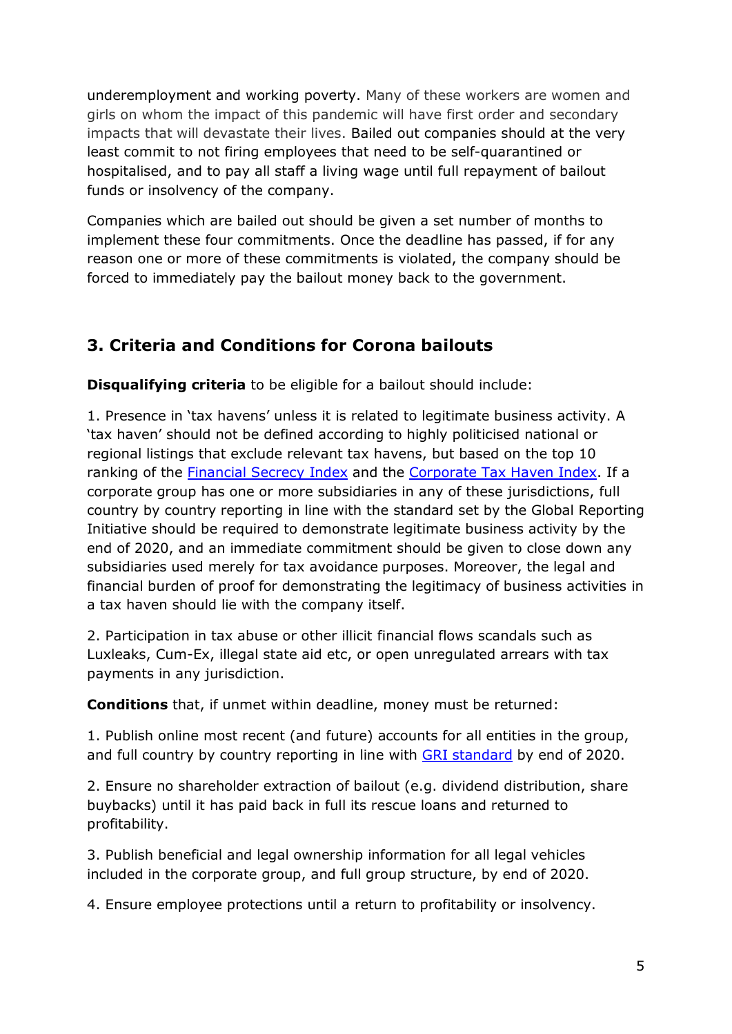underemployment and working poverty. Many of these workers are women and girls on whom the impact of this pandemic will have first order and secondary impacts that will devastate their lives. Bailed out companies should at the very least commit to not firing employees that need to be self-quarantined or hospitalised, and to pay all staff a living wage until full repayment of bailout funds or insolvency of the company.

Companies which are bailed out should be given a set number of months to implement these four commitments. Once the deadline has passed, if for any reason one or more of these commitments is violated, the company should be forced to immediately pay the bailout money back to the government.

## 3. Criteria and Conditions for Corona bailouts

**Disqualifying criteria** to be eligible for a bailout should include:

1. Presence in 'tax havens' unless it is related to legitimate business activity. A 'tax haven' should not be defined according to highly politicised national or regional listings that exclude relevant tax havens, but based on the top 10 ranking of the [Financial Secrecy Index]() and the [Corporate Tax Haven Index](). If a corporate group has one or more subsidiaries in any of these jurisdictions, full country by country reporting in line with the standard set by the Global Reporting Initiative should be required to demonstrate legitimate business activity by the end of 2020, and an immediate commitment should be given to close down any subsidiaries used merely for tax avoidance purposes. Moreover, the legal and financial burden of proof for demonstrating the legitimacy of business activities in a tax haven should lie with the company itself.

2. Participation in tax abuse or other illicit financial flows scandals such as Luxleaks, Cum-Ex, illegal state aid etc, or open unregulated arrears with tax payments in any jurisdiction.

**Conditions** that, if unmet within deadline, money must be returned:

1. Publish online most recent (and future) accounts for all entities in the group, and full country by country reporting in line with [GRI standard]() by end of 2020.

2. Ensure no shareholder extraction of bailout (e.g. dividend distribution, share buybacks) until it has paid back in full its rescue loans and returned to profitability.

3. Publish beneficial and legal ownership information for all legal vehicles included in the corporate group, and full group structure, by end of 2020.

4. Ensure employee protections until a return to profitability or insolvency.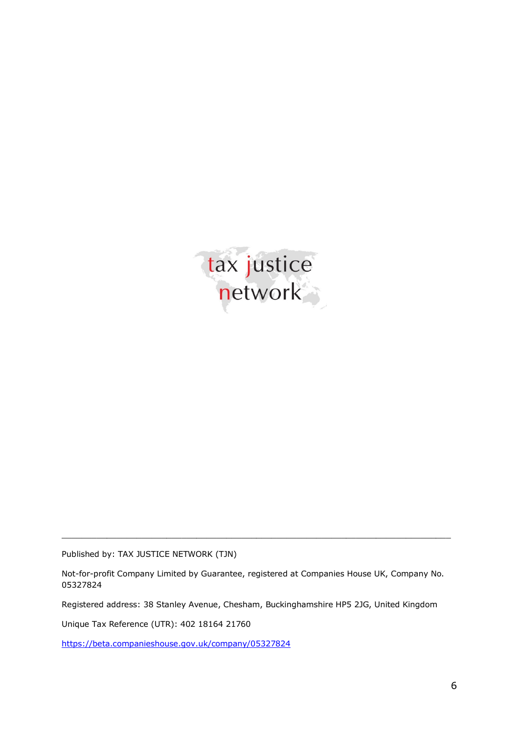tax justice network

---

Published by: TAX JUSTICE NETWORK (TJN)

Not-for-profit Company Limited by Guarantee, registered at Companies House UK, Company No. 05327824

Registered address: 38 Stanley Avenue, Chesham, Buckinghamshire HP5 2JG, United Kingdom

Unique Tax Reference (UTR): 402 18164 21760

https://beta.companieshouse.gov.uk/company/05327824